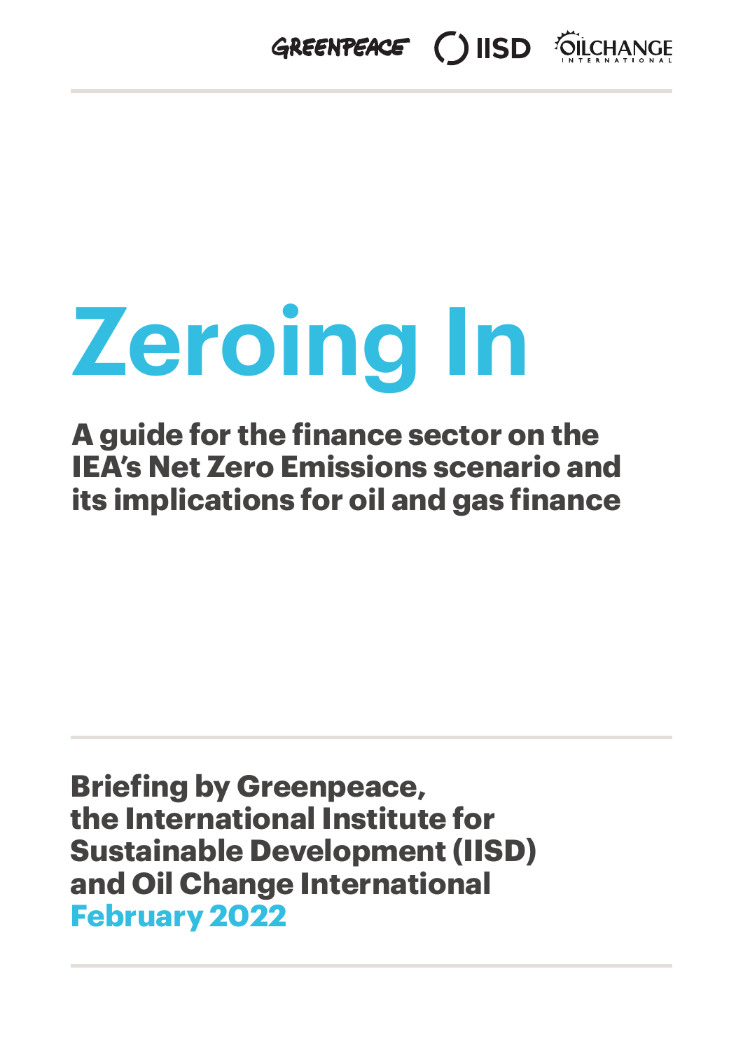GREENPEACE IISD OILCHANGE INTERNATIONAL

# Zeroing In

## A guide for the finance sector on the IEA's Net Zero Emissions scenario and its implications for oil and gas finance

**Briefing by Greenpeace, the International Institute for Sustainable Development (IISD) and Oil Change International**
**February 2022**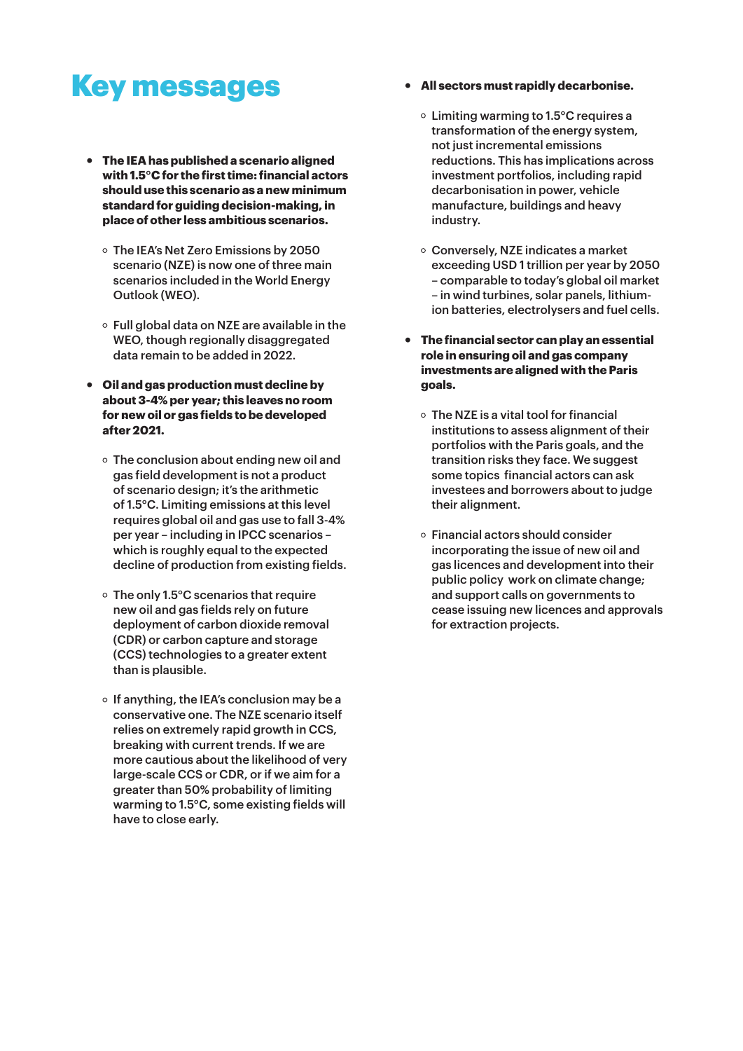# Key messages

- **The IEA has published a scenario aligned with 1.5°C for the first time: financial actors should use this scenario as a new minimum standard for guiding decision-making, in place of other less ambitious scenarios.**
  - The IEA's Net Zero Emissions by 2050 scenario (NZE) is now one of three main scenarios included in the World Energy Outlook (WEO).
  - Full global data on NZE are available in the WEO, though regionally disaggregated data remain to be added in 2022.
- **Oil and gas production must decline by about 3-4% per year; this leaves no room for new oil or gas fields to be developed after 2021.**
  - The conclusion about ending new oil and gas field development is not a product of scenario design; it's the arithmetic of 1.5°C. Limiting emissions at this level requires global oil and gas use to fall 3-4% per year – including in IPCC scenarios – which is roughly equal to the expected decline of production from existing fields.
  - The only 1.5°C scenarios that require new oil and gas fields rely on future deployment of carbon dioxide removal (CDR) or carbon capture and storage (CCS) technologies to a greater extent than is plausible.
  - If anything, the IEA's conclusion may be a conservative one. The NZE scenario itself relies on extremely rapid growth in CCS, breaking with current trends. If we are more cautious about the likelihood of very large-scale CCS or CDR, or if we aim for a greater than 50% probability of limiting warming to 1.5°C, some existing fields will have to close early.
- **All sectors must rapidly decarbonise.**
  - Limiting warming to 1.5°C requires a transformation of the energy system, not just incremental emissions reductions. This has implications across investment portfolios, including rapid decarbonisation in power, vehicle manufacture, buildings and heavy industry.
  - Conversely, NZE indicates a market exceeding USD 1 trillion per year by 2050 – comparable to today's global oil market – in wind turbines, solar panels, lithium-ion batteries, electrolysers and fuel cells.
- **The financial sector can play an essential role in ensuring oil and gas company investments are aligned with the Paris goals.**
  - The NZE is a vital tool for financial institutions to assess alignment of their portfolios with the Paris goals, and the transition risks they face. We suggest some topics financial actors can ask investees and borrowers about to judge their alignment.
  - Financial actors should consider incorporating the issue of new oil and gas licences and development into their public policy work on climate change; and support calls on governments to cease issuing new licences and approvals for extraction projects.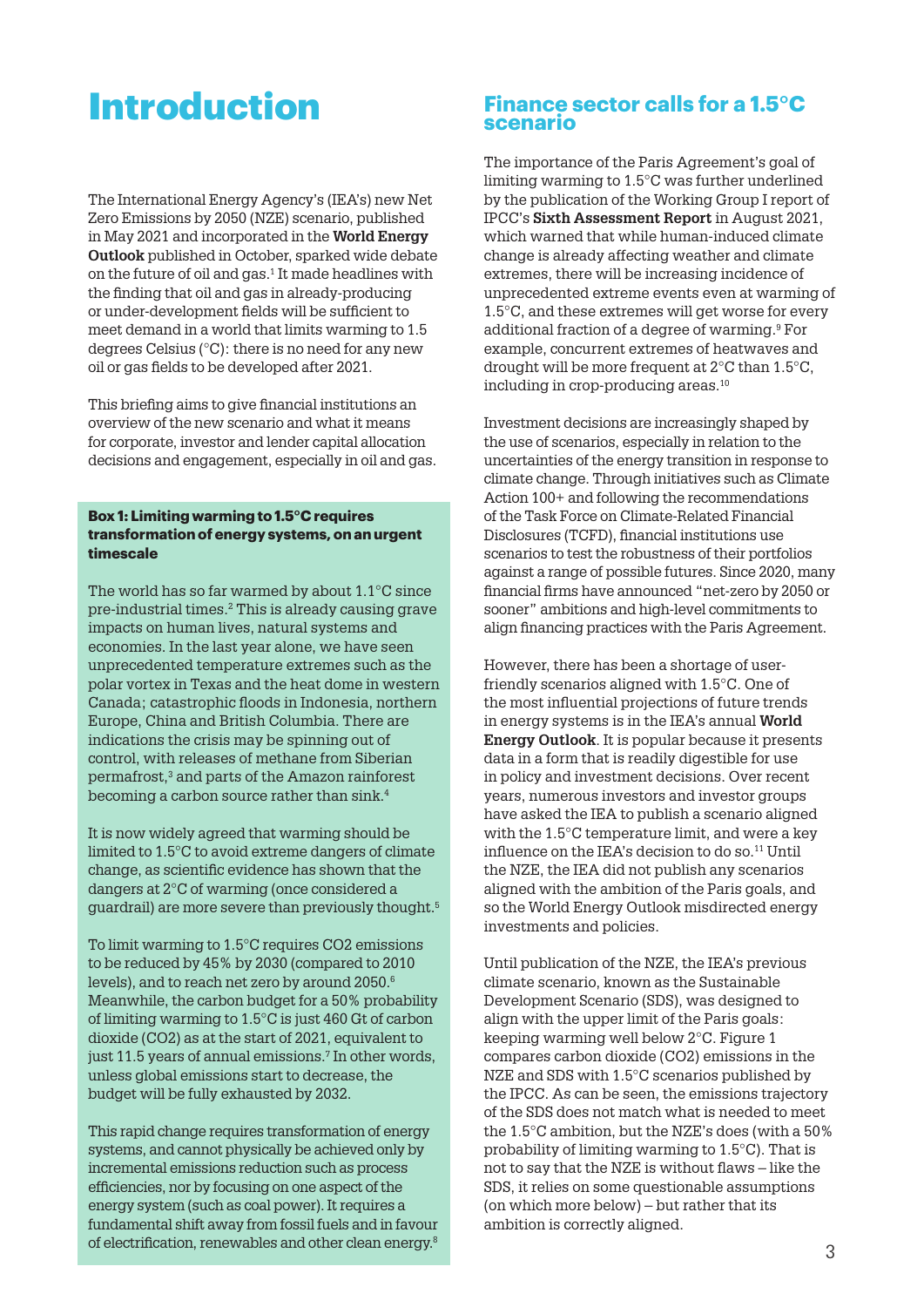# Introduction

The International Energy Agency's (IEA's) new Net Zero Emissions by 2050 (NZE) scenario, published in May 2021 and incorporated in the **World Energy Outlook** published in October, sparked wide debate on the future of oil and gas.[1] It made headlines with the finding that oil and gas in already-producing or under-development fields will be sufficient to meet demand in a world that limits warming to 1.5 degrees Celsius (°C): there is no need for any new oil or gas fields to be developed after 2021.

This briefing aims to give financial institutions an overview of the new scenario and what it means for corporate, investor and lender capital allocation decisions and engagement, especially in oil and gas.

> **Box 1: Limiting warming to 1.5°C requires transformation of energy systems, on an urgent timescale**
>
> The world has so far warmed by about 1.1°C since pre-industrial times.[2] This is already causing grave impacts on human lives, natural systems and economies. In the last year alone, we have seen unprecedented temperature extremes such as the polar vortex in Texas and the heat dome in western Canada; catastrophic floods in Indonesia, northern Europe, China and British Columbia. There are indications the crisis may be spinning out of control, with releases of methane from Siberian permafrost,[3] and parts of the Amazon rainforest becoming a carbon source rather than sink.[4]
>
> It is now widely agreed that warming should be limited to 1.5°C to avoid extreme dangers of climate change, as scientific evidence has shown that the dangers at 2°C of warming (once considered a guardrail) are more severe than previously thought.[5]
>
> To limit warming to 1.5°C requires $CO_2$ emissions to be reduced by 45% by 2030 (compared to 2010 levels), and to reach net zero by around 2050.[6] Meanwhile, the carbon budget for a 50% probability of limiting warming to 1.5°C is just 460 Gt of carbon dioxide ($CO_2$) as at the start of 2021, equivalent to just 11.5 years of annual emissions.[7] In other words, unless global emissions start to decrease, the budget will be fully exhausted by 2032.
>
> This rapid change requires transformation of energy systems, and cannot physically be achieved only by incremental emissions reduction such as process efficiencies, nor by focusing on one aspect of the energy system (such as coal power). It requires a fundamental shift away from fossil fuels and in favour of electrification, renewables and other clean energy.[8]

## Finance sector calls for a 1.5°C scenario

The importance of the Paris Agreement's goal of limiting warming to 1.5°C was further underlined by the publication of the Working Group I report of IPCC's **Sixth Assessment Report** in August 2021, which warned that while human-induced climate change is already affecting weather and climate extremes, there will be increasing incidence of unprecedented extreme events even at warming of 1.5°C, and these extremes will get worse for every additional fraction of a degree of warming.[9] For example, concurrent extremes of heatwaves and drought will be more frequent at 2°C than 1.5°C, including in crop-producing areas.[10]

Investment decisions are increasingly shaped by the use of scenarios, especially in relation to the uncertainties of the energy transition in response to climate change. Through initiatives such as Climate Action 100+ and following the recommendations of the Task Force on Climate-Related Financial Disclosures (TCFD), financial institutions use scenarios to test the robustness of their portfolios against a range of possible futures. Since 2020, many financial firms have announced "net-zero by 2050 or sooner" ambitions and high-level commitments to align financing practices with the Paris Agreement.

However, there has been a shortage of user-friendly scenarios aligned with 1.5°C. One of the most influential projections of future trends in energy systems is in the IEA's annual **World Energy Outlook**. It is popular because it presents data in a form that is readily digestible for use in policy and investment decisions. Over recent years, numerous investors and investor groups have asked the IEA to publish a scenario aligned with the 1.5°C temperature limit, and were a key influence on the IEA's decision to do so.[11] Until the NZE, the IEA did not publish any scenarios aligned with the ambition of the Paris goals, and so the World Energy Outlook misdirected energy investments and policies.

Until publication of the NZE, the IEA's previous climate scenario, known as the Sustainable Development Scenario (SDS), was designed to align with the upper limit of the Paris goals: keeping warming well below 2°C. Figure 1 compares carbon dioxide ($CO_2$) emissions in the NZE and SDS with 1.5°C scenarios published by the IPCC. As can be seen, the emissions trajectory of the SDS does not match what is needed to meet the 1.5°C ambition, but the NZE's does (with a 50% probability of limiting warming to 1.5°C). That is not to say that the NZE is without flaws – like the SDS, it relies on some questionable assumptions (on which more below) – but rather that its ambition is correctly aligned.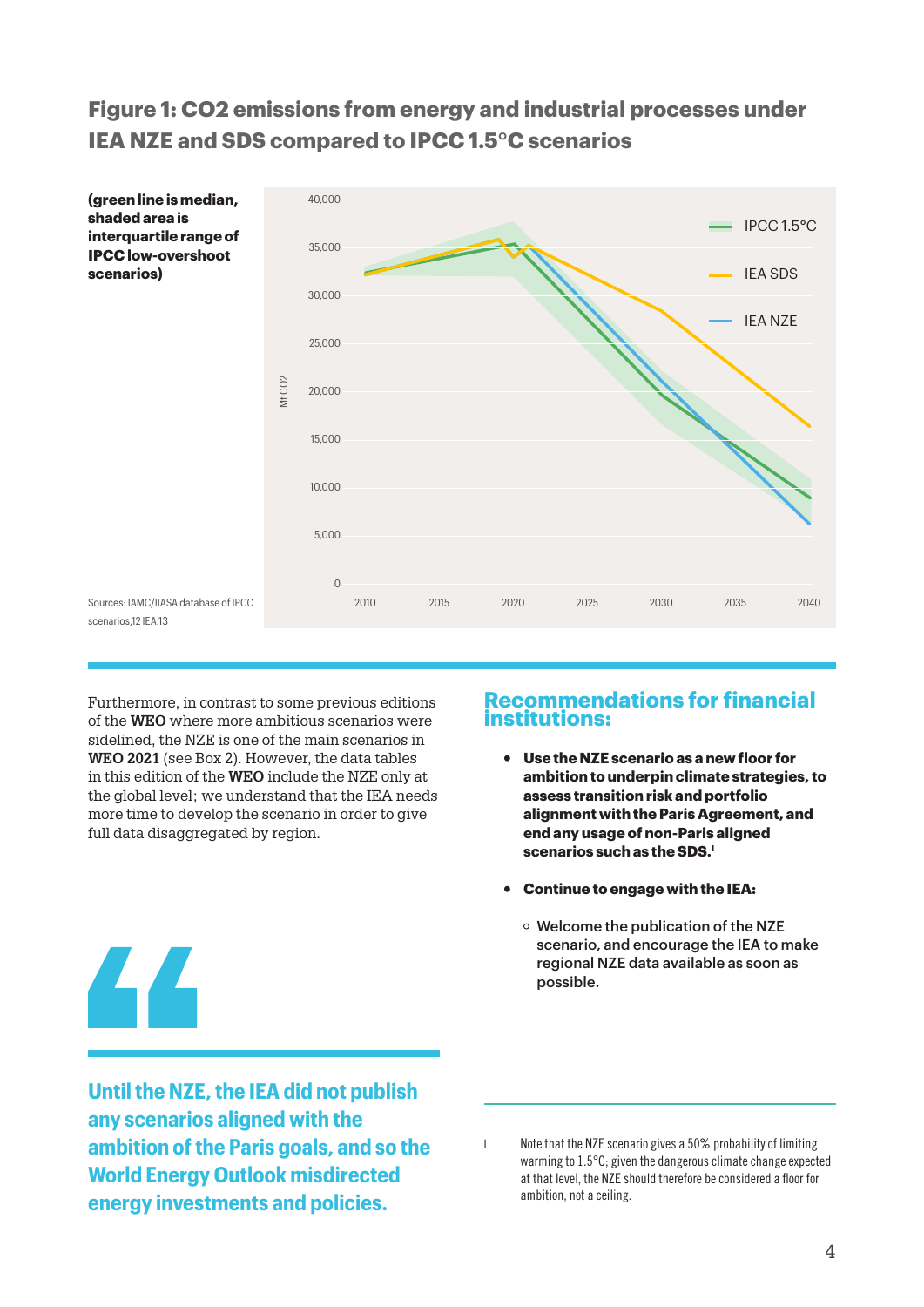## Figure 1: CO2 emissions from energy and industrial processes under IEA NZE and SDS compared to IPCC 1.5°C scenarios

**(green line is median, shaded area is interquartile range of IPCC low-overshoot scenarios)**

Sources: IAMC/IIASA database of IPCC scenarios,12 IEA.13

Furthermore, in contrast to some previous editions of the **WEO** where more ambitious scenarios were sidelined, the NZE is one of the main scenarios in **WEO 2021** (see Box 2). However, the data tables in this edition of the **WEO** include the NZE only at the global level; we understand that the IEA needs more time to develop the scenario in order to give full data disaggregated by region.

> **Until the NZE, the IEA did not publish any scenarios aligned with the ambition of the Paris goals, and so the World Energy Outlook misdirected energy investments and policies.**

## Recommendations for financial institutions:

- **Use the NZE scenario as a new floor for ambition to underpin climate strategies, to assess transition risk and portfolio alignment with the Paris Agreement, and end any usage of non-Paris aligned scenarios such as the SDS.**[I]
- **Continue to engage with the IEA:**
  - Welcome the publication of the NZE scenario, and encourage the IEA to make regional NZE data available as soon as possible.

I Note that the NZE scenario gives a 50% probability of limiting warming to 1.5°C; given the dangerous climate change expected at that level, the NZE should therefore be considered a floor for ambition, not a ceiling.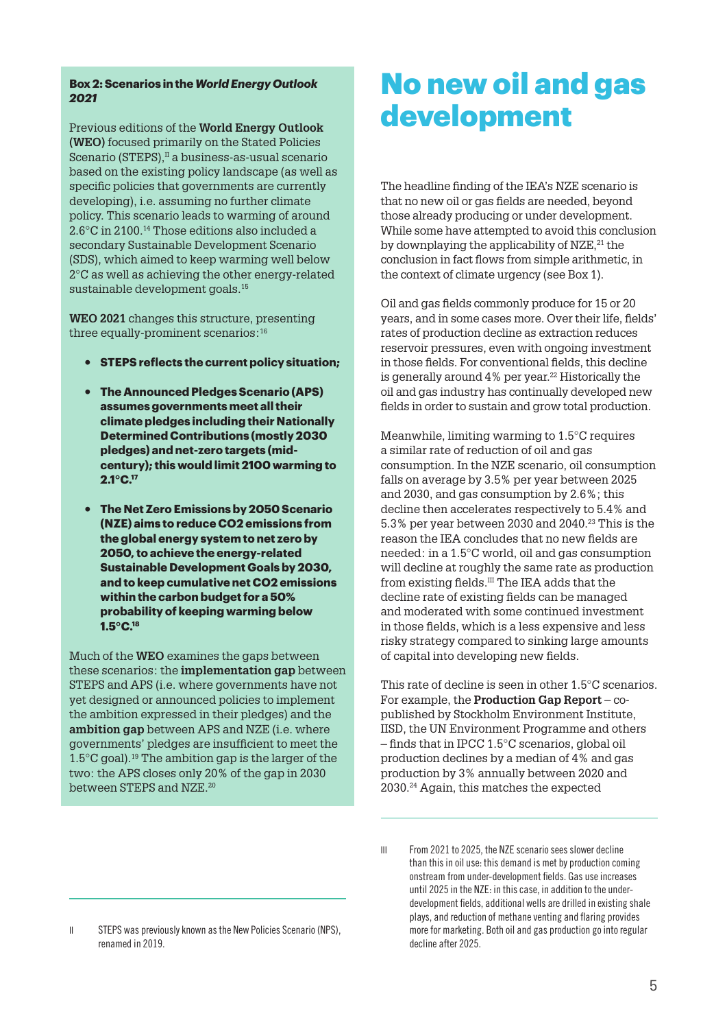**Box 2: Scenarios in the *World Energy Outlook* 2021**

Previous editions of the **World Energy Outlook (WEO)** focused primarily on the Stated Policies Scenario (STEPS),[II] a business-as-usual scenario based on the existing policy landscape (as well as specific policies that governments are currently developing), i.e. assuming no further climate policy. This scenario leads to warming of around 2.6°C in 2100.[14] Those editions also included a secondary Sustainable Development Scenario (SDS), which aimed to keep warming well below 2°C as well as achieving the other energy-related sustainable development goals.[15]

**WEO 2021** changes this structure, presenting three equally-prominent scenarios:[16]

- **STEPS reflects the current policy situation;**
- **The Announced Pledges Scenario (APS) assumes governments meet all their climate pledges including their Nationally Determined Contributions (mostly 2030 pledges) and net-zero targets (mid-century); this would limit 2100 warming to 2.1°C.**[17]
- **The Net Zero Emissions by 2050 Scenario (NZE) aims to reduce CO2 emissions from the global energy system to net zero by 2050, to achieve the energy-related Sustainable Development Goals by 2030, and to keep cumulative net CO2 emissions within the carbon budget for a 50% probability of keeping warming below 1.5°C.**[18]

Much of the **WEO** examines the gaps between these scenarios: the **implementation gap** between STEPS and APS (i.e. where governments have not yet designed or announced policies to implement the ambition expressed in their pledges) and the **ambition gap** between APS and NZE (i.e. where governments' pledges are insufficient to meet the 1.5°C goal).[19] The ambition gap is the larger of the two: the APS closes only 20% of the gap in 2030 between STEPS and NZE.[20]

# No new oil and gas development

The headline finding of the IEA's NZE scenario is that no new oil or gas fields are needed, beyond those already producing or under development. While some have attempted to avoid this conclusion by downplaying the applicability of NZE,[21] the conclusion in fact flows from simple arithmetic, in the context of climate urgency (see Box 1).

Oil and gas fields commonly produce for 15 or 20 years, and in some cases more. Over their life, fields' rates of production decline as extraction reduces reservoir pressures, even with ongoing investment in those fields. For conventional fields, this decline is generally around 4% per year.[22] Historically the oil and gas industry has continually developed new fields in order to sustain and grow total production.

Meanwhile, limiting warming to 1.5°C requires a similar rate of reduction of oil and gas consumption. In the NZE scenario, oil consumption falls on average by 3.5% per year between 2025 and 2030, and gas consumption by 2.6%; this decline then accelerates respectively to 5.4% and 5.3% per year between 2030 and 2040.[23] This is the reason the IEA concludes that no new fields are needed: in a 1.5°C world, oil and gas consumption will decline at roughly the same rate as production from existing fields.[III] The IEA adds that the decline rate of existing fields can be managed and moderated with some continued investment in those fields, which is a less expensive and less risky strategy compared to sinking large amounts of capital into developing new fields.

This rate of decline is seen in other 1.5°C scenarios. For example, the **Production Gap Report** – co-published by Stockholm Environment Institute, IISD, the UN Environment Programme and others – finds that in IPCC 1.5°C scenarios, global oil production declines by a median of 4% and gas production by 3% annually between 2020 and 2030.[24] Again, this matches the expected

---

II STEPS was previously known as the New Policies Scenario (NPS), renamed in 2019.

III From 2021 to 2025, the NZE scenario sees slower decline than this in oil use: this demand is met by production coming onstream from under-development fields. Gas use increases until 2025 in the NZE: in this case, in addition to the under-development fields, additional wells are drilled in existing shale plays, and reduction of methane venting and flaring provides more for marketing. Both oil and gas production go into regular decline after 2025.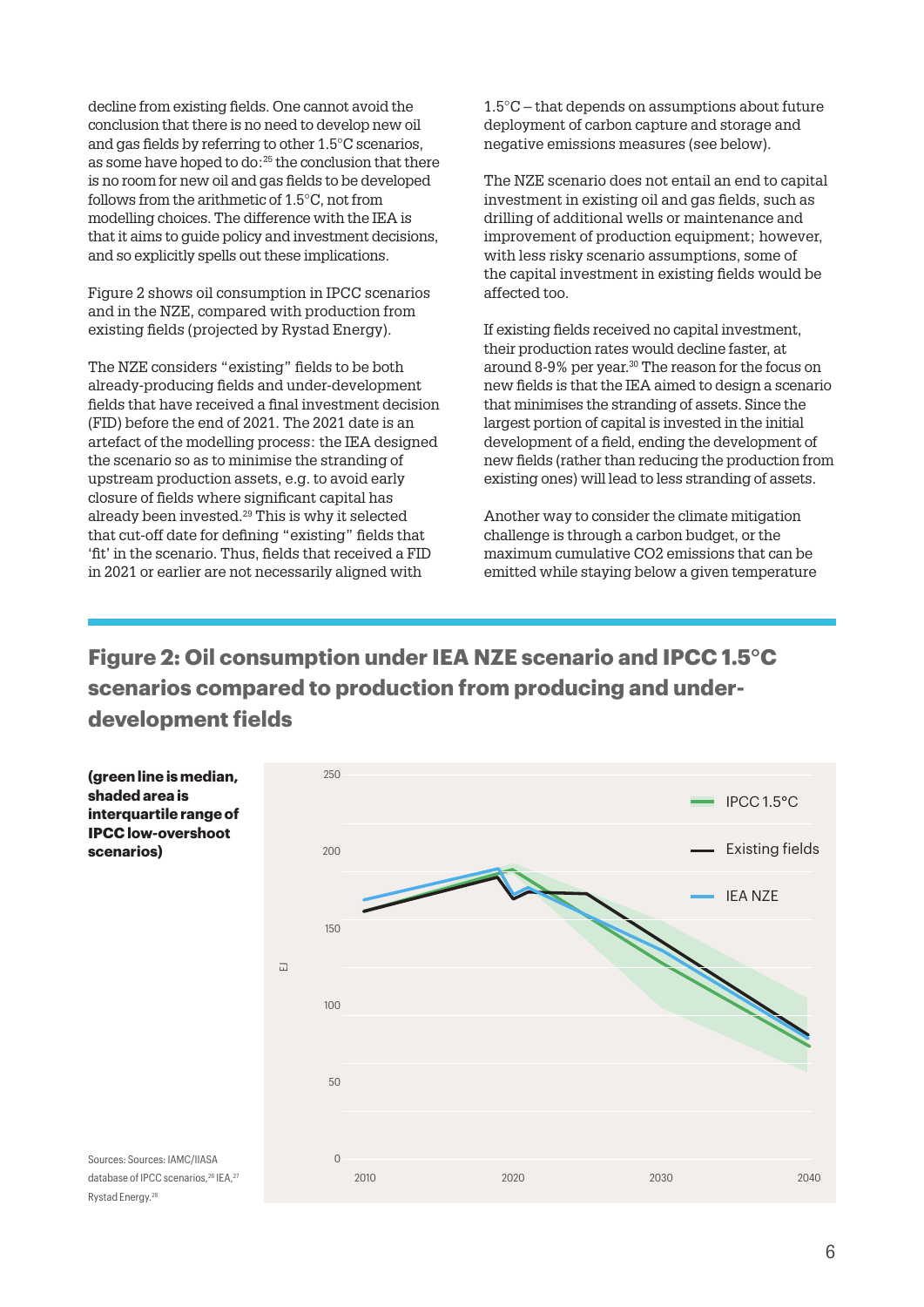decline from existing fields. One cannot avoid the conclusion that there is no need to develop new oil and gas fields by referring to other 1.5°C scenarios, as some have hoped to do:[25] the conclusion that there is no room for new oil and gas fields to be developed follows from the arithmetic of 1.5°C, not from modelling choices. The difference with the IEA is that it aims to guide policy and investment decisions, and so explicitly spells out these implications.

Figure 2 shows oil consumption in IPCC scenarios and in the NZE, compared with production from existing fields (projected by Rystad Energy).

The NZE considers "existing" fields to be both already-producing fields and under-development fields that have received a final investment decision (FID) before the end of 2021. The 2021 date is an artefact of the modelling process: the IEA designed the scenario so as to minimise the stranding of upstream production assets, e.g. to avoid early closure of fields where significant capital has already been invested.[29] This is why it selected that cut-off date for defining "existing" fields that 'fit' in the scenario. Thus, fields that received a FID in 2021 or earlier are not necessarily aligned with 1.5°C – that depends on assumptions about future deployment of carbon capture and storage and negative emissions measures (see below).

The NZE scenario does not entail an end to capital investment in existing oil and gas fields, such as drilling of additional wells or maintenance and improvement of production equipment; however, with less risky scenario assumptions, some of the capital investment in existing fields would be affected too.

If existing fields received no capital investment, their production rates would decline faster, at around 8-9% per year.[30] The reason for the focus on new fields is that the IEA aimed to design a scenario that minimises the stranding of assets. Since the largest portion of capital is invested in the initial development of a field, ending the development of new fields (rather than reducing the production from existing ones) will lead to less stranding of assets.

Another way to consider the climate mitigation challenge is through a carbon budget, or the maximum cumulative $CO_2$ emissions that can be emitted while staying below a given temperature

## Figure 2: Oil consumption under IEA NZE scenario and IPCC 1.5°C scenarios compared to production from producing and under-development fields

**(green line is median, shaded area is interquartile range of IPCC low-overshoot scenarios)**

Sources: Sources: IAMC/IIASA database of IPCC scenarios,[26] IEA,[27] Rystad Energy.[28]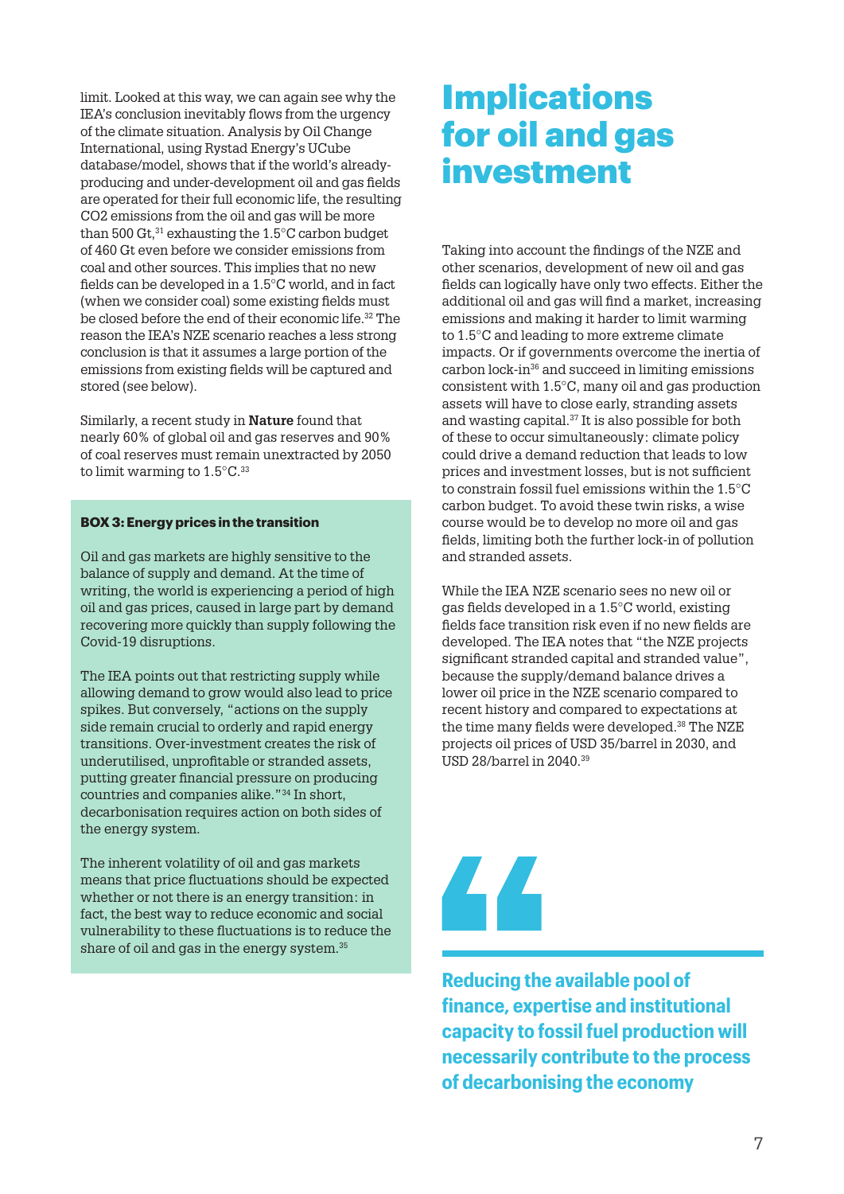limit. Looked at this way, we can again see why the IEA's conclusion inevitably flows from the urgency of the climate situation. Analysis by Oil Change International, using Rystad Energy's UCube database/model, shows that if the world's already-producing and under-development oil and gas fields are operated for their full economic life, the resulting $CO_2$ emissions from the oil and gas will be more than 500 Gt,[31] exhausting the 1.5°C carbon budget of 460 Gt even before we consider emissions from coal and other sources. This implies that no new fields can be developed in a 1.5°C world, and in fact (when we consider coal) some existing fields must be closed before the end of their economic life.[32] The reason the IEA's NZE scenario reaches a less strong conclusion is that it assumes a large portion of the emissions from existing fields will be captured and stored (see below).

Similarly, a recent study in **Nature** found that nearly 60% of global oil and gas reserves and 90% of coal reserves must remain unextracted by 2050 to limit warming to 1.5°C.[33]

**BOX 3: Energy prices in the transition**

Oil and gas markets are highly sensitive to the balance of supply and demand. At the time of writing, the world is experiencing a period of high oil and gas prices, caused in large part by demand recovering more quickly than supply following the Covid-19 disruptions.

The IEA points out that restricting supply while allowing demand to grow would also lead to price spikes. But conversely, "actions on the supply side remain crucial to orderly and rapid energy transitions. Over-investment creates the risk of underutilised, unprofitable or stranded assets, putting greater financial pressure on producing countries and companies alike."[34] In short, decarbonisation requires action on both sides of the energy system.

The inherent volatility of oil and gas markets means that price fluctuations should be expected whether or not there is an energy transition: in fact, the best way to reduce economic and social vulnerability to these fluctuations is to reduce the share of oil and gas in the energy system.[35]

# Implications for oil and gas investment

Taking into account the findings of the NZE and other scenarios, development of new oil and gas fields can logically have only two effects. Either the additional oil and gas will find a market, increasing emissions and making it harder to limit warming to 1.5°C and leading to more extreme climate impacts. Or if governments overcome the inertia of carbon lock-in[36] and succeed in limiting emissions consistent with 1.5°C, many oil and gas production assets will have to close early, stranding assets and wasting capital.[37] It is also possible for both of these to occur simultaneously: climate policy could drive a demand reduction that leads to low prices and investment losses, but is not sufficient to constrain fossil fuel emissions within the 1.5°C carbon budget. To avoid these twin risks, a wise course would be to develop no more oil and gas fields, limiting both the further lock-in of pollution and stranded assets.

While the IEA NZE scenario sees no new oil or gas fields developed in a 1.5°C world, existing fields face transition risk even if no new fields are developed. The IEA notes that "the NZE projects significant stranded capital and stranded value", because the supply/demand balance drives a lower oil price in the NZE scenario compared to recent history and compared to expectations at the time many fields were developed.[38] The NZE projects oil prices of USD 35/barrel in 2030, and USD 28/barrel in 2040.[39]

> **Reducing the available pool of finance, expertise and institutional capacity to fossil fuel production will necessarily contribute to the process of decarbonising the economy**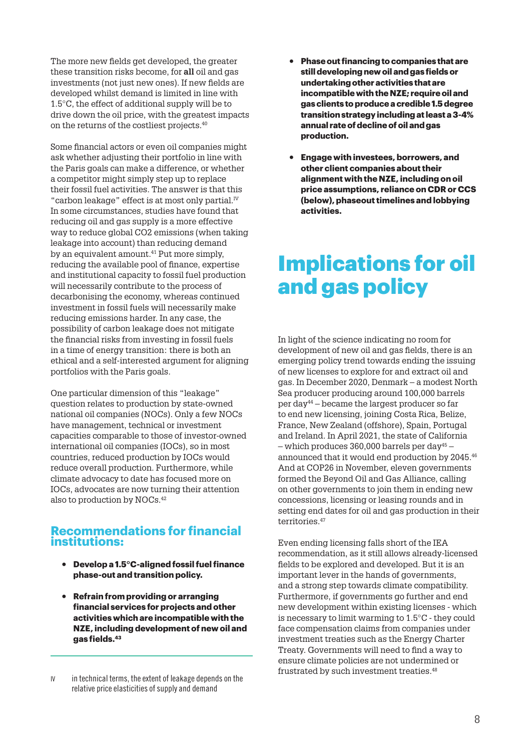The more new fields get developed, the greater these transition risks become, for **all** oil and gas investments (not just new ones). If new fields are developed whilst demand is limited in line with 1.5°C, the effect of additional supply will be to drive down the oil price, with the greatest impacts on the returns of the costliest projects.[40]

Some financial actors or even oil companies might ask whether adjusting their portfolio in line with the Paris goals can make a difference, or whether a competitor might simply step up to replace their fossil fuel activities. The answer is that this "carbon leakage" effect is at most only partial.[IV] In some circumstances, studies have found that reducing oil and gas supply is a more effective way to reduce global CO2 emissions (when taking leakage into account) than reducing demand by an equivalent amount.[41] Put more simply, reducing the available pool of finance, expertise and institutional capacity to fossil fuel production will necessarily contribute to the process of decarbonising the economy, whereas continued investment in fossil fuels will necessarily make reducing emissions harder. In any case, the possibility of carbon leakage does not mitigate the financial risks from investing in fossil fuels in a time of energy transition: there is both an ethical and a self-interested argument for aligning portfolios with the Paris goals.

One particular dimension of this "leakage" question relates to production by state-owned national oil companies (NOCs). Only a few NOCs have management, technical or investment capacities comparable to those of investor-owned international oil companies (IOCs), so in most countries, reduced production by IOCs would reduce overall production. Furthermore, while climate advocacy to date has focused more on IOCs, advocates are now turning their attention also to production by NOCs.[42]

## Recommendations for financial institutions:

- **Develop a 1.5°C-aligned fossil fuel finance phase-out and transition policy.**
- **Refrain from providing or arranging financial services for projects and other activities which are incompatible with the NZE, including development of new oil and gas fields.[43]**
- **Phase out financing to companies that are still developing new oil and gas fields or undertaking other activities that are incompatible with the NZE; require oil and gas clients to produce a credible 1.5 degree transition strategy including at least a 3-4% annual rate of decline of oil and gas production.**
- **Engage with investees, borrowers, and other client companies about their alignment with the NZE, including on oil price assumptions, reliance on CDR or CCS (below), phaseout timelines and lobbying activities.**

# Implications for oil and gas policy

In light of the science indicating no room for development of new oil and gas fields, there is an emerging policy trend towards ending the issuing of new licenses to explore for and extract oil and gas. In December 2020, Denmark – a modest North Sea producer producing around 100,000 barrels per day[44] – became the largest producer so far to end new licensing, joining Costa Rica, Belize, France, New Zealand (offshore), Spain, Portugal and Ireland. In April 2021, the state of California – which produces 360,000 barrels per day[45] – announced that it would end production by 2045.[46] And at COP26 in November, eleven governments formed the Beyond Oil and Gas Alliance, calling on other governments to join them in ending new concessions, licensing or leasing rounds and in setting end dates for oil and gas production in their territories.[47]

Even ending licensing falls short of the IEA recommendation, as it still allows already-licensed fields to be explored and developed. But it is an important lever in the hands of governments, and a strong step towards climate compatibility. Furthermore, if governments go further and end new development within existing licenses - which is necessary to limit warming to 1.5°C - they could face compensation claims from companies under investment treaties such as the Energy Charter Treaty. Governments will need to find a way to ensure climate policies are not undermined or frustrated by such investment treaties.[48]

---

IV in technical terms, the extent of leakage depends on the relative price elasticities of supply and demand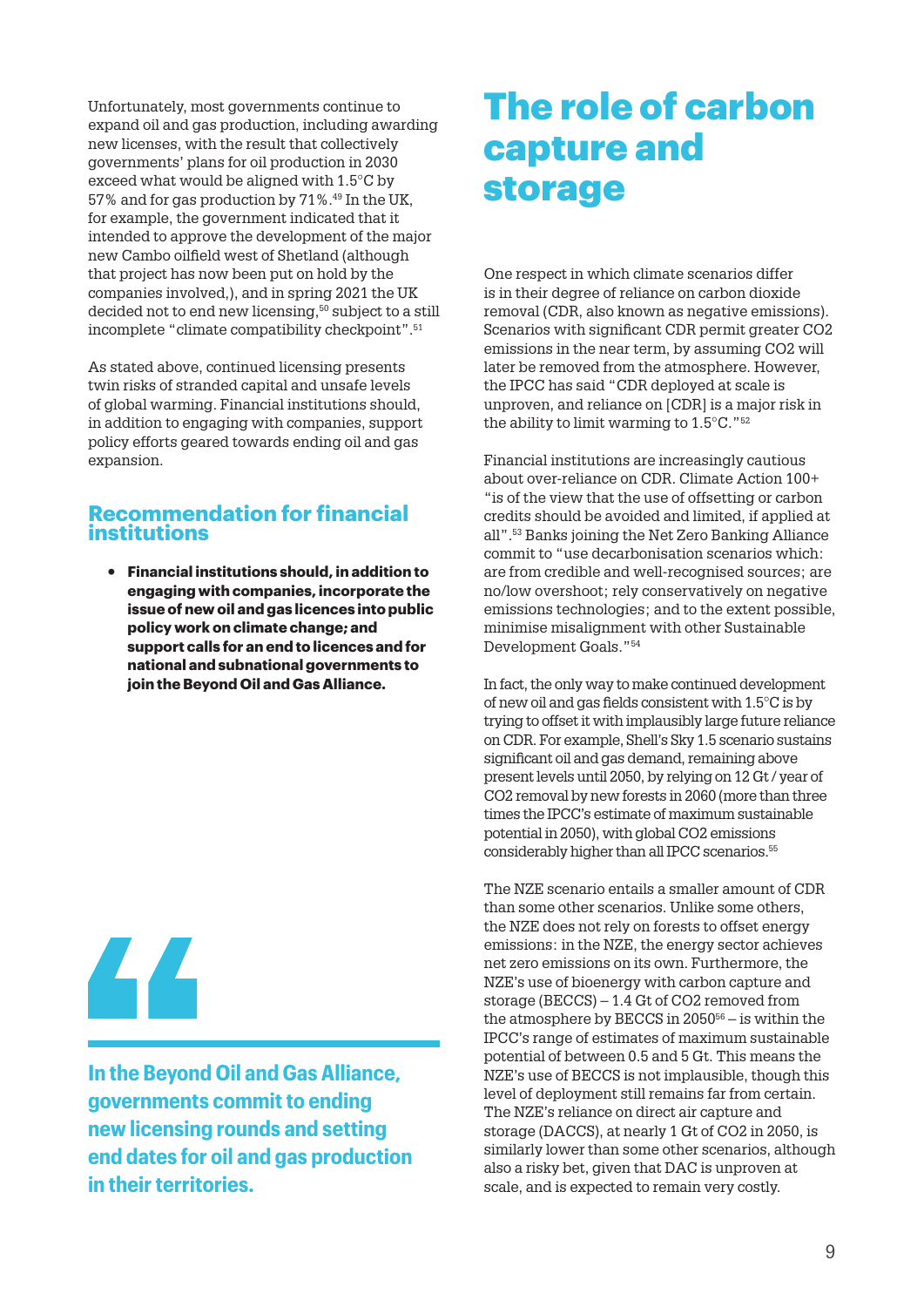Unfortunately, most governments continue to expand oil and gas production, including awarding new licenses, with the result that collectively governments' plans for oil production in 2030 exceed what would be aligned with 1.5°C by 57% and for gas production by 71%.[49] In the UK, for example, the government indicated that it intended to approve the development of the major new Cambo oilfield west of Shetland (although that project has now been put on hold by the companies involved,), and in spring 2021 the UK decided not to end new licensing,[50] subject to a still incomplete "climate compatibility checkpoint".[51]

As stated above, continued licensing presents twin risks of stranded capital and unsafe levels of global warming. Financial institutions should, in addition to engaging with companies, support policy efforts geared towards ending oil and gas expansion.

### Recommendation for financial institutions

- **Financial institutions should, in addition to engaging with companies, incorporate the issue of new oil and gas licences into public policy work on climate change; and support calls for an end to licences and for national and subnational governments to join the Beyond Oil and Gas Alliance.**

> **In the Beyond Oil and Gas Alliance, governments commit to ending new licensing rounds and setting end dates for oil and gas production in their territories.**

## The role of carbon capture and storage

One respect in which climate scenarios differ is in their degree of reliance on carbon dioxide removal (CDR, also known as negative emissions). Scenarios with significant CDR permit greater $CO_2$ emissions in the near term, by assuming $CO_2$ will later be removed from the atmosphere. However, the IPCC has said "CDR deployed at scale is unproven, and reliance on [CDR] is a major risk in the ability to limit warming to 1.5°C."[52]

Financial institutions are increasingly cautious about over-reliance on CDR. Climate Action 100+ "is of the view that the use of offsetting or carbon credits should be avoided and limited, if applied at all".[53] Banks joining the Net Zero Banking Alliance commit to "use decarbonisation scenarios which: are from credible and well-recognised sources; are no/low overshoot; rely conservatively on negative emissions technologies; and to the extent possible, minimise misalignment with other Sustainable Development Goals."[54]

In fact, the only way to make continued development of new oil and gas fields consistent with 1.5°C is by trying to offset it with implausibly large future reliance on CDR. For example, Shell's Sky 1.5 scenario sustains significant oil and gas demand, remaining above present levels until 2050, by relying on 12 Gt / year of $CO_2$ removal by new forests in 2060 (more than three times the IPCC's estimate of maximum sustainable potential in 2050), with global $CO_2$ emissions considerably higher than all IPCC scenarios.[55]

The NZE scenario entails a smaller amount of CDR than some other scenarios. Unlike some others, the NZE does not rely on forests to offset energy emissions: in the NZE, the energy sector achieves net zero emissions on its own. Furthermore, the NZE's use of bioenergy with carbon capture and storage (BECCS) – 1.4 Gt of $CO_2$ removed from the atmosphere by BECCS in 2050[56] – is within the IPCC's range of estimates of maximum sustainable potential of between 0.5 and 5 Gt. This means the NZE's use of BECCS is not implausible, though this level of deployment still remains far from certain. The NZE's reliance on direct air capture and storage (DACCS), at nearly 1 Gt of $CO_2$ in 2050, is similarly lower than some other scenarios, although also a risky bet, given that DAC is unproven at scale, and is expected to remain very costly.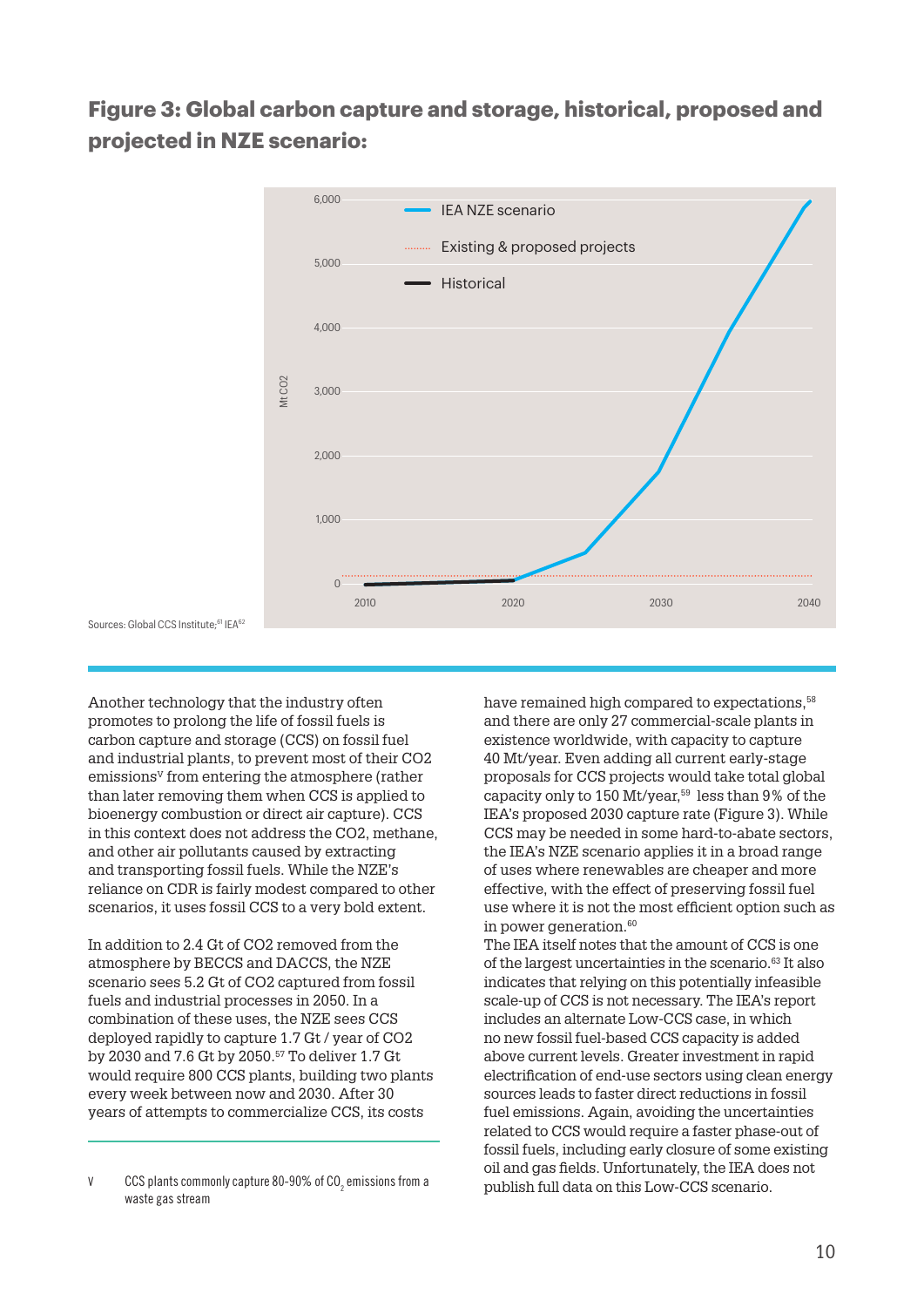## Figure 3: Global carbon capture and storage, historical, proposed and projected in NZE scenario:

Sources: Global CCS Institute;[61] IEA[62]

Another technology that the industry often promotes to prolong the life of fossil fuels is carbon capture and storage (CCS) on fossil fuel and industrial plants, to prevent most of their CO2 emissions[V] from entering the atmosphere (rather than later removing them when CCS is applied to bioenergy combustion or direct air capture). CCS in this context does not address the CO2, methane, and other air pollutants caused by extracting and transporting fossil fuels. While the NZE's reliance on CDR is fairly modest compared to other scenarios, it uses fossil CCS to a very bold extent.

In addition to 2.4 Gt of CO2 removed from the atmosphere by BECCS and DACCS, the NZE scenario sees 5.2 Gt of CO2 captured from fossil fuels and industrial processes in 2050. In a combination of these uses, the NZE sees CCS deployed rapidly to capture 1.7 Gt / year of CO2 by 2030 and 7.6 Gt by 2050.[57] To deliver 1.7 Gt would require 800 CCS plants, building two plants every week between now and 2030. After 30 years of attempts to commercialize CCS, its costs have remained high compared to expectations,[58] and there are only 27 commercial-scale plants in existence worldwide, with capacity to capture 40 Mt/year. Even adding all current early-stage proposals for CCS projects would take total global capacity only to 150 Mt/year,[59] less than 9% of the IEA's proposed 2030 capture rate (Figure 3). While CCS may be needed in some hard-to-abate sectors, the IEA's NZE scenario applies it in a broad range of uses where renewables are cheaper and more effective, with the effect of preserving fossil fuel use where it is not the most efficient option such as in power generation.[60]

The IEA itself notes that the amount of CCS is one of the largest uncertainties in the scenario.[63] It also indicates that relying on this potentially infeasible scale-up of CCS is not necessary. The IEA's report includes an alternate Low-CCS case, in which no new fossil fuel-based CCS capacity is added above current levels. Greater investment in rapid electrification of end-use sectors using clean energy sources leads to faster direct reductions in fossil fuel emissions. Again, avoiding the uncertainties related to CCS would require a faster phase-out of fossil fuels, including early closure of some existing oil and gas fields. Unfortunately, the IEA does not publish full data on this Low-CCS scenario.

---

V CCS plants commonly capture 80-90% of $CO_2$ emissions from a waste gas stream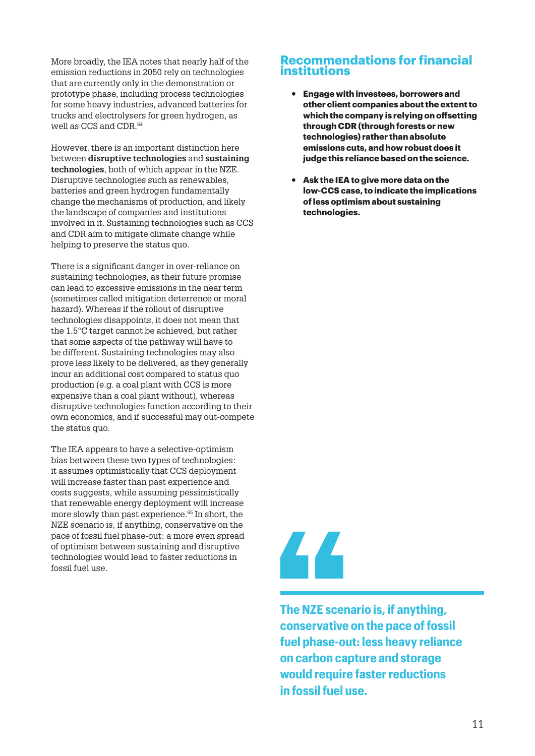More broadly, the IEA notes that nearly half of the emission reductions in 2050 rely on technologies that are currently only in the demonstration or prototype phase, including process technologies for some heavy industries, advanced batteries for trucks and electrolysers for green hydrogen, as well as CCS and CDR.[64]

However, there is an important distinction here between **disruptive technologies** and **sustaining technologies**, both of which appear in the NZE. Disruptive technologies such as renewables, batteries and green hydrogen fundamentally change the mechanisms of production, and likely the landscape of companies and institutions involved in it. Sustaining technologies such as CCS and CDR aim to mitigate climate change while helping to preserve the status quo.

There is a significant danger in over-reliance on sustaining technologies, as their future promise can lead to excessive emissions in the near term (sometimes called mitigation deterrence or moral hazard). Whereas if the rollout of disruptive technologies disappoints, it does not mean that the 1.5°C target cannot be achieved, but rather that some aspects of the pathway will have to be different. Sustaining technologies may also prove less likely to be delivered, as they generally incur an additional cost compared to status quo production (e.g. a coal plant with CCS is more expensive than a coal plant without), whereas disruptive technologies function according to their own economics, and if successful may out-compete the status quo.

The IEA appears to have a selective-optimism bias between these two types of technologies: it assumes optimistically that CCS deployment will increase faster than past experience and costs suggests, while assuming pessimistically that renewable energy deployment will increase more slowly than past experience.[65] In short, the NZE scenario is, if anything, conservative on the pace of fossil fuel phase-out: a more even spread of optimism between sustaining and disruptive technologies would lead to faster reductions in fossil fuel use.

## Recommendations for financial institutions

- **Engage with investees, borrowers and other client companies about the extent to which the company is relying on offsetting through CDR (through forests or new technologies) rather than absolute emissions cuts, and how robust does it judge this reliance based on the science.**
- **Ask the IEA to give more data on the low-CCS case, to indicate the implications of less optimism about sustaining technologies.**

> **The NZE scenario is, if anything, conservative on the pace of fossil fuel phase-out: less heavy reliance on carbon capture and storage would require faster reductions in fossil fuel use.**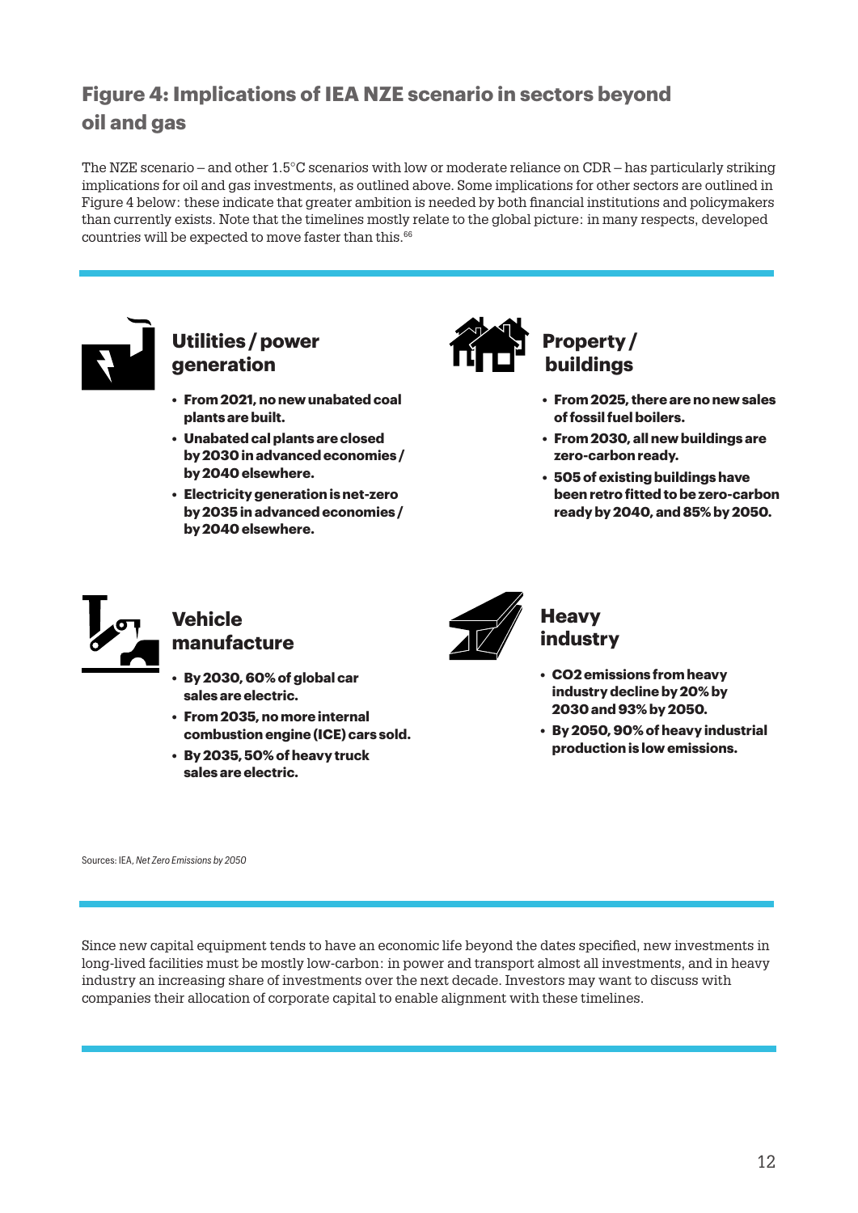## Figure 4: Implications of IEA NZE scenario in sectors beyond oil and gas

The NZE scenario – and other 1.5°C scenarios with low or moderate reliance on CDR – has particularly striking implications for oil and gas investments, as outlined above. Some implications for other sectors are outlined in Figure 4 below: these indicate that greater ambition is needed by both financial institutions and policymakers than currently exists. Note that the timelines mostly relate to the global picture: in many respects, developed countries will be expected to move faster than this.[66]

### Utilities / power generation

- **From 2021, no new unabated coal plants are built.**
- **Unabated cal plants are closed by 2030 in advanced economies / by 2040 elsewhere.**
- **Electricity generation is net-zero by 2035 in advanced economies / by 2040 elsewhere.**

### Property / buildings

- **From 2025, there are no new sales of fossil fuel boilers.**
- **From 2030, all new buildings are zero-carbon ready.**
- **505 of existing buildings have been retro fitted to be zero-carbon ready by 2040, and 85% by 2050.**

### Vehicle manufacture

- **By 2030, 60% of global car sales are electric.**
- **From 2035, no more internal combustion engine (ICE) cars sold.**
- **By 2035, 50% of heavy truck sales are electric.**

### Heavy industry

- **CO2 emissions from heavy industry decline by 20% by 2030 and 93% by 2050.**
- **By 2050, 90% of heavy industrial production is low emissions.**

Sources: IEA, *Net Zero Emissions by 2050*

Since new capital equipment tends to have an economic life beyond the dates specified, new investments in long-lived facilities must be mostly low-carbon: in power and transport almost all investments, and in heavy industry an increasing share of investments over the next decade. Investors may want to discuss with companies their allocation of corporate capital to enable alignment with these timelines.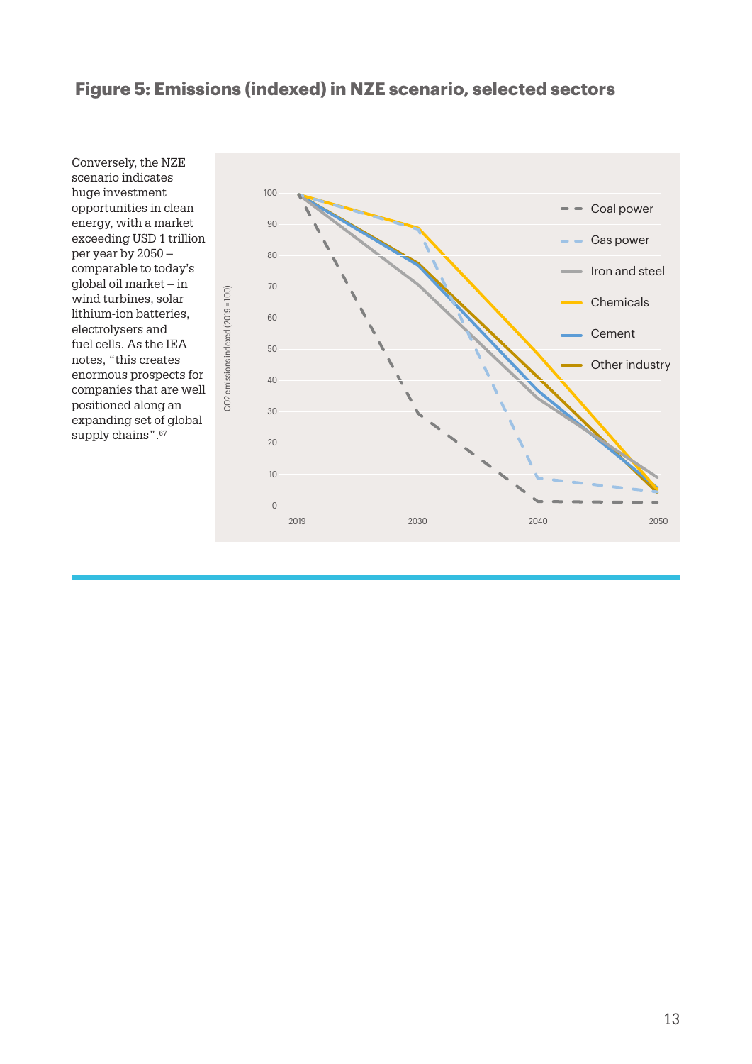### Figure 5: Emissions (indexed) in NZE scenario, selected sectors

Conversely, the NZE scenario indicates huge investment opportunities in clean energy, with a market exceeding USD 1 trillion per year by 2050 – comparable to today's global oil market – in wind turbines, solar lithium-ion batteries, electrolysers and fuel cells. As the IEA notes, "this creates enormous prospects for companies that are well positioned along an expanding set of global supply chains".[67]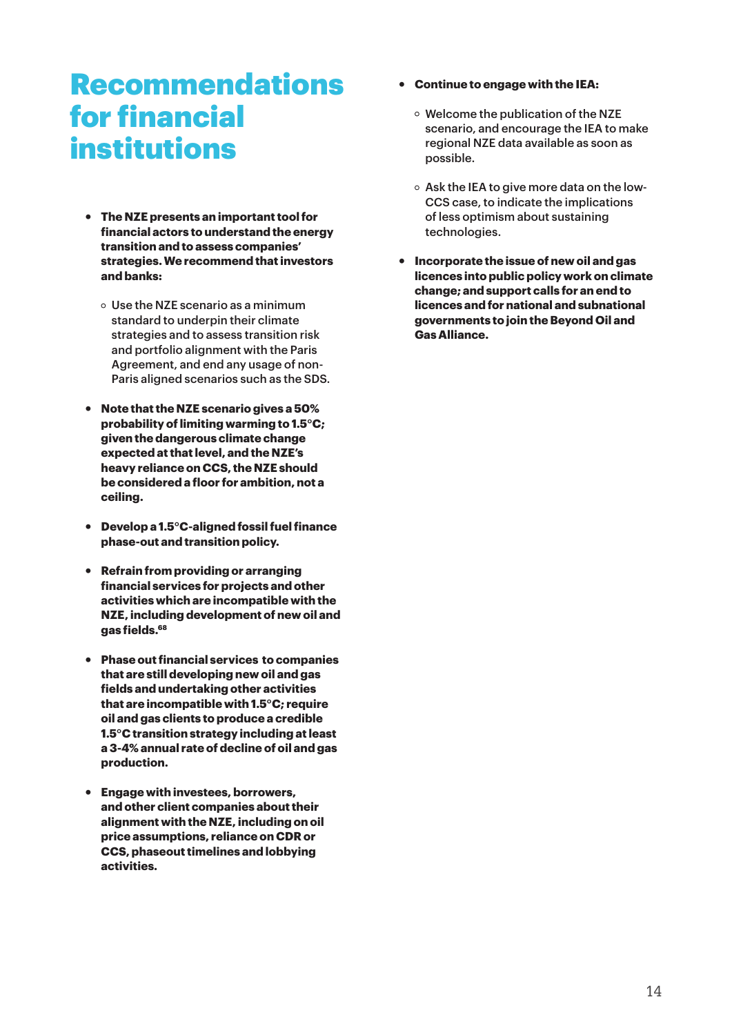# Recommendations for financial institutions

- **The NZE presents an important tool for financial actors to understand the energy transition and to assess companies' strategies. We recommend that investors and banks:**
  - Use the NZE scenario as a minimum standard to underpin their climate strategies and to assess transition risk and portfolio alignment with the Paris Agreement, and end any usage of non-Paris aligned scenarios such as the SDS.
- **Note that the NZE scenario gives a 50% probability of limiting warming to 1.5°C; given the dangerous climate change expected at that level, and the NZE's heavy reliance on CCS, the NZE should be considered a floor for ambition, not a ceiling.**
- **Develop a 1.5°C-aligned fossil fuel finance phase-out and transition policy.**
- **Refrain from providing or arranging financial services for projects and other activities which are incompatible with the NZE, including development of new oil and gas fields.[68]**
- **Phase out financial services to companies that are still developing new oil and gas fields and undertaking other activities that are incompatible with 1.5°C; require oil and gas clients to produce a credible 1.5°C transition strategy including at least a 3-4% annual rate of decline of oil and gas production.**
- **Engage with investees, borrowers, and other client companies about their alignment with the NZE, including on oil price assumptions, reliance on CDR or CCS, phaseout timelines and lobbying activities.**
- **Continue to engage with the IEA:**
  - Welcome the publication of the NZE scenario, and encourage the IEA to make regional NZE data available as soon as possible.
  - Ask the IEA to give more data on the low-CCS case, to indicate the implications of less optimism about sustaining technologies.
- **Incorporate the issue of new oil and gas licences into public policy work on climate change; and support calls for an end to licences and for national and subnational governments to join the Beyond Oil and Gas Alliance.**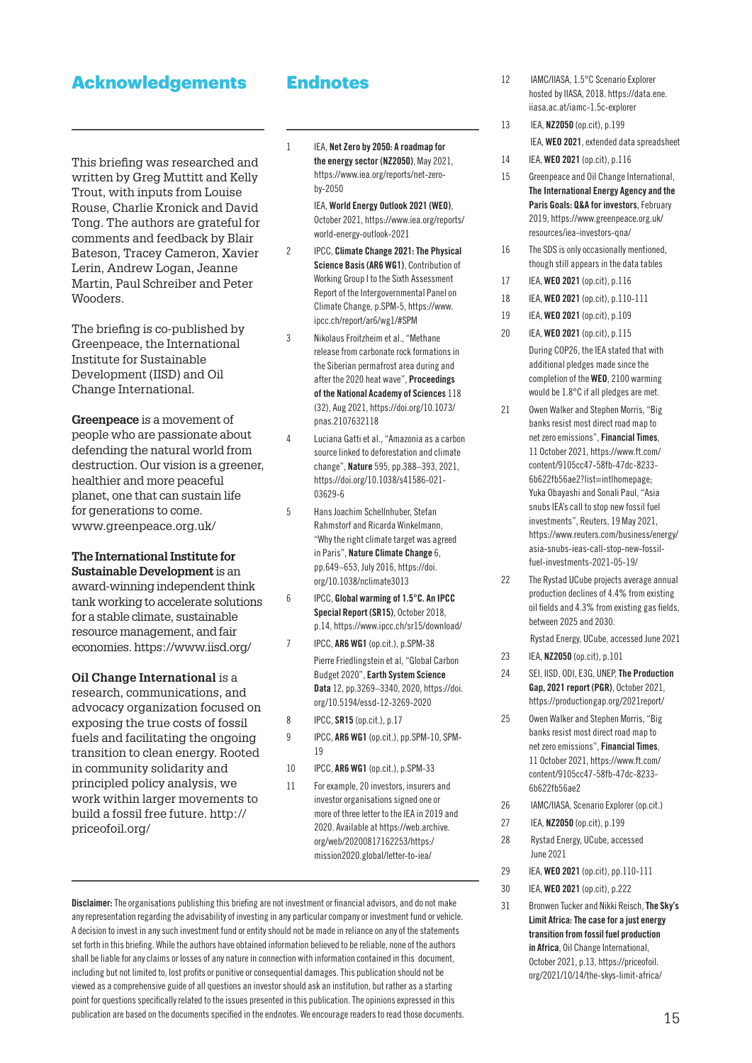## Acknowledgements

This briefing was researched and written by Greg Muttitt and Kelly Trout, with inputs from Louise Rouse, Charlie Kronick and David Tong. The authors are grateful for comments and feedback by Blair Bateson, Tracey Cameron, Xavier Lerin, Andrew Logan, Jeanne Martin, Paul Schreiber and Peter Wooders.

The briefing is co-published by Greenpeace, the International Institute for Sustainable Development (IISD) and Oil Change International.

**Greenpeace** is a movement of people who are passionate about defending the natural world from destruction. Our vision is a greener, healthier and more peaceful planet, one that can sustain life for generations to come. www.greenpeace.org.uk/

**The International Institute for Sustainable Development** is an award-winning independent think tank working to accelerate solutions for a stable climate, sustainable resource management, and fair economies. https://www.iisd.org/

**Oil Change International** is a research, communications, and advocacy organization focused on exposing the true costs of fossil fuels and facilitating the ongoing transition to clean energy. Rooted in community solidarity and principled policy analysis, we work within larger movements to build a fossil free future. http://priceofoil.org/

## Endnotes

1. IEA, **Net Zero by 2050: A roadmap for the energy sector (NZ2050)**, May 2021, https://www.iea.org/reports/net-zero-by-2050
   IEA, **World Energy Outlook 2021 (WEO)**, October 2021, https://www.iea.org/reports/world-energy-outlook-2021
2. IPCC, **Climate Change 2021: The Physical Science Basis (AR6 WG1)**, Contribution of Working Group I to the Sixth Assessment Report of the Intergovernmental Panel on Climate Change, p.SPM-5, https://www.ipcc.ch/report/ar6/wg1/#SPM
3. Nikolaus Froitzheim et al., "Methane release from carbonate rock formations in the Siberian permafrost area during and after the 2020 heat wave", **Proceedings of the National Academy of Sciences** 118 (32), Aug 2021, https://doi.org/10.1073/pnas.2107632118
4. Luciana Gatti et al., "Amazonia as a carbon source linked to deforestation and climate change", **Nature** 595, pp.388–393, 2021, https://doi.org/10.1038/s41586-021-03629-6
5. Hans Joachim Schellnhuber, Stefan Rahmstorf and Ricarda Winkelmann, "Why the right climate target was agreed in Paris", **Nature Climate Change** 6, pp.649–653, July 2016, https://doi.org/10.1038/nclimate3013
6. IPCC, **Global warming of 1.5°C. An IPCC Special Report (SR15)**, October 2018, p.14, https://www.ipcc.ch/sr15/download/
7. IPCC, **AR6 WG1** (op.cit.), p.SPM-38
   Pierre Friedlingstein et al, "Global Carbon Budget 2020", **Earth System Science Data** 12, pp.3269–3340, 2020, https://doi.org/10.5194/essd-12-3269-2020
8. IPCC, **SR15** (op.cit.), p.17
9. IPCC, **AR6 WG1** (op.cit.), pp.SPM-10, SPM-19
10. IPCC, **AR6 WG1** (op.cit.), p.SPM-33
11. For example, 20 investors, insurers and investor organisations signed one or more of three letter to the IEA in 2019 and 2020. Available at https://web.archive.org/web/20200817162253/https:/mission2020.global/letter-to-iea/
12. IAMC/IIASA, 1.5°C Scenario Explorer hosted by IIASA, 2018. https://data.ene.iiasa.ac.at/iamc-1.5c-explorer
13. IEA, **NZ2050** (op.cit), p.199
    IEA, **WEO 2021**, extended data spreadsheet
14. IEA, **WEO 2021** (op.cit), p.116
15. Greenpeace and Oil Change International, **The International Energy Agency and the Paris Goals: Q&A for investors**, February 2019, https://www.greenpeace.org.uk/resources/iea-investors-qna/
16. The SDS is only occasionally mentioned, though still appears in the data tables
17. IEA, **WEO 2021** (op.cit), p.116
18. IEA, **WEO 2021** (op.cit), p.110-111
19. IEA, **WEO 2021** (op.cit), p.109
20. IEA, **WEO 2021** (op.cit), p.115
    During COP26, the IEA stated that with additional pledges made since the completion of the **WEO**, 2100 warming would be 1.8°C if all pledges are met.
21. Owen Walker and Stephen Morris, "Big banks resist most direct road map to net zero emissions", **Financial Times**, 11 October 2021, https://www.ft.com/content/9105cc47-58fb-47dc-8233-6b622fb56ae2?list=intlhomepage; Yuka Obayashi and Sonali Paul, "Asia snubs IEA's call to stop new fossil fuel investments", Reuters, 19 May 2021, https://www.reuters.com/business/energy/asia-snubs-ieas-call-stop-new-fossil-fuel-investments-2021-05-19/
22. The Rystad UCube projects average annual production declines of 4.4% from existing oil fields and 4.3% from existing gas fields, between 2025 and 2030.
    Rystad Energy, UCube, accessed June 2021
23. IEA, **NZ2050** (op.cit), p.101
24. SEI, IISD, ODI, E3G, UNEP, **The Production Gap, 2021 report (PGR)**, October 2021, https://productiongap.org/2021report/
25. Owen Walker and Stephen Morris, "Big banks resist most direct road map to net zero emissions", **Financial Times**, 11 October 2021, https://www.ft.com/content/9105cc47-58fb-47dc-8233-6b622fb56ae2
26. IAMC/IIASA, Scenario Explorer (op.cit.)
27. IEA, **NZ2050** (op.cit), p.199
28. Rystad Energy, UCube, accessed June 2021
29. IEA, **WEO 2021** (op.cit), pp.110-111
30. IEA, **WEO 2021** (op.cit), p.222
31. Bronwen Tucker and Nikki Reisch, **The Sky's Limit Africa: The case for a just energy transition from fossil fuel production in Africa**, Oil Change International, October 2021, p.13, https://priceofoil.org/2021/10/14/the-skys-limit-africa/

**Disclaimer:** The organisations publishing this briefing are not investment or financial advisors, and do not make any representation regarding the advisability of investing in any particular company or investment fund or vehicle. A decision to invest in any such investment fund or entity should not be made in reliance on any of the statements set forth in this briefing. While the authors have obtained information believed to be reliable, none of the authors shall be liable for any claims or losses of any nature in connection with information contained in this document, including but not limited to, lost profits or punitive or consequential damages. This publication should not be viewed as a comprehensive guide of all questions an investor should ask an institution, but rather as a starting point for questions specifically related to the issues presented in this publication. The opinions expressed in this publication are based on the documents specified in the endnotes. We encourage readers to read those documents.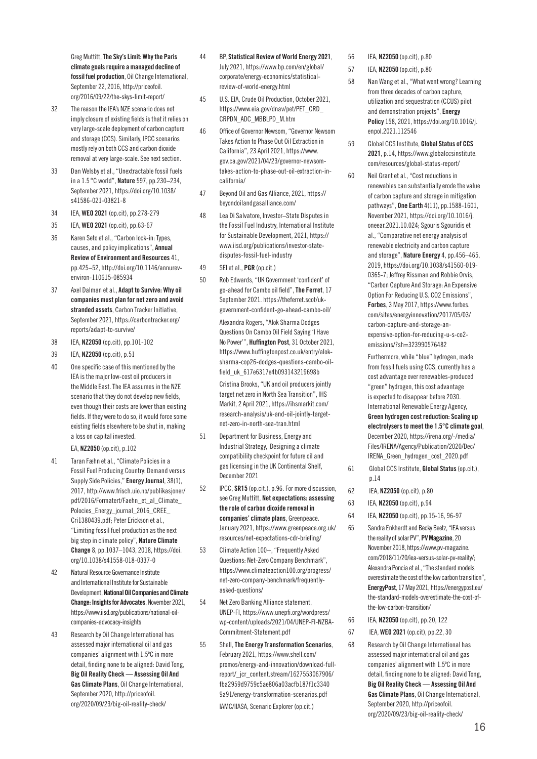Greg Muttitt, **The Sky's Limit: Why the Paris climate goals require a managed decline of fossil fuel production**, Oil Change International, September 22, 2016, http://priceofoil.org/2016/09/22/the-skys-limit-report/

32. The reason the IEA's NZE scenario does not imply closure of existing fields is that it relies on very large-scale deployment of carbon capture and storage (CCS). Similarly, IPCC scenarios mostly rely on both CCS and carbon dioxide removal at very large-scale. See next section.

33. Dan Welsby et al., "Unextractable fossil fuels in a 1.5 °C world", **Nature** 597, pp.230–234, September 2021, https://doi.org/10.1038/s41586-021-03821-8

34. IEA, **WEO 2021** (op.cit), pp.278-279

35. IEA, **WEO 2021** (op.cit), pp.63-67

36. Karen Seto et al., "Carbon lock-in: Types, causes, and policy implications", **Annual Review of Environment and Resources** 41, pp.425–52, http://doi.org/10.1146/annurev-environ-110615-085934

37. Axel Dalman et al., **Adapt to Survive: Why oil companies must plan for net zero and avoid stranded assets**, Carbon Tracker Initiative, September 2021, https://carbontracker.org/reports/adapt-to-survive/

38. IEA, **NZ2050** (op.cit), pp.101-102

39. IEA, **NZ2050** (op.cit), p.51

40. One specific case of this mentioned by the IEA is the major low-cost oil producers in the Middle East. The IEA assumes in the NZE scenario that they do not develop new fields, even though their costs are lower than existing fields. If they were to do so, it would force some existing fields elsewhere to be shut in, making a loss on capital invested.

    EA, **NZ2050** (op.cit), p.102

41. Taran Fæhn et al., "Climate Policies in a Fossil Fuel Producing Country: Demand versus Supply Side Policies," **Energy Journal**, 38(1), 2017, http://www.frisch.uio.no/publikasjoner/pdf/2016/Formatert/Faehn_et_al_Climate_Polocies_Energy_journal_2016_CREE_Cri1380439.pdf; Peter Erickson et al., "Limiting fossil fuel production as the next big step in climate policy", **Nature Climate Change** 8, pp.1037–1043, 2018, https://doi.org/10.1038/s41558-018-0337-0

42. Natural Resource Governance Institute and International Institute for Sustainable Development, **National Oil Companies and Climate Change: Insights for Advocates**, November 2021, https://www.iisd.org/publications/national-oil-companies-advocacy-insights

43. Research by Oil Change International has assessed major international oil and gas companies' alignment with 1.5°C in more detail, finding none to be aligned: David Tong, **Big Oil Reality Check — Assessing Oil And Gas Climate Plans**, Oil Change International, September 2020, http://priceofoil.org/2020/09/23/big-oil-reality-check/

44. BP, **Statistical Review of World Energy 2021**, July 2021, https://www.bp.com/en/global/corporate/energy-economics/statistical-review-of-world-energy.html

45. U.S. EIA, Crude Oil Production, October 2021, https://www.eia.gov/dnav/pet/PET_CRD_CRPDN_ADC_MBBLPD_M.htm

46. Office of Governor Newsom, "Governor Newsom Takes Action to Phase Out Oil Extraction in California", 23 April 2021, https://www.gov.ca.gov/2021/04/23/governor-newsom-takes-action-to-phase-out-oil-extraction-in-california/

47. Beyond Oil and Gas Alliance, 2021, https://beyondoilandgasalliance.com/

48. Lea Di Salvatore, Investor–State Disputes in the Fossil Fuel Industry, International Institute for Sustainable Development, 2021, https://www.iisd.org/publications/investor-state-disputes-fossil-fuel-industry

49. SEI et al., **PGR** (op.cit.)

50. Rob Edwards, "UK Government 'confident' of go-ahead for Cambo oil field", **The Ferret**, 17 September 2021. https://theferret.scot/uk-government-confident-go-ahead-cambo-oil/

    Alexandra Rogers, "Alok Sharma Dodges Questions On Cambo Oil Field Saying 'I Have No Power'", **Huffington Post**, 31 October 2021, https://www.huffingtonpost.co.uk/entry/alok-sharma-cop26-dodges-questions-cambo-oil-field_uk_617e6317e4b093143219698b

    Cristina Brooks, "UK and oil producers jointly target net zero in North Sea Transition", IHS Markit, 2 April 2021, https://ihsmarkit.com/research-analysis/uk-and-oil-jointly-target-net-zero-in-north-sea-tran.html

51. Department for Business, Energy and Industrial Strategy, Designing a climate compatibility checkpoint for future oil and gas licensing in the UK Continental Shelf, December 2021

52. IPCC, **SR15** (op.cit.), p.96. For more discussion, see Greg Muttitt, **Net expectations: assessing the role of carbon dioxide removal in companies' climate plans**, Greenpeace. January 2021, https://www.greenpeace.org.uk/resources/net-expectations-cdr-briefing/

53. Climate Action 100+, "Frequently Asked Questions: Net-Zero Company Benchmark", https://www.climateaction100.org/progress/net-zero-company-benchmark/frequently-asked-questions/

54. Net Zero Banking Alliance statement, UNEP-FI, https://www.unepfi.org/wordpress/wp-content/uploads/2021/04/UNEP-FI-NZBA-Commitment-Statement.pdf

55. Shell, **The Energy Transformation Scenarios**, February 2021, https://www.shell.com/promos/energy-and-innovation/download-full-report/_jcr_content.stream/1627553067906/fba2959d9759c5ae806a03acfb187f1c33409a91/energy-transformation-scenarios.pdf

    IAMC/IIASA, Scenario Explorer (op.cit.)

56. IEA, **NZ2050** (op.cit), p.80

57. IEA, **NZ2050** (op.cit), p.80

58. Nan Wang et al., "What went wrong? Learning from three decades of carbon capture, utilization and sequestration (CCUS) pilot and demonstration projects", **Energy Policy** 158, 2021, https://doi.org/10.1016/j.enpol.2021.112546

59. Global CCS Institute, **Global Status of CCS 2021**, p.14, https://www.globalccsinstitute.com/resources/global-status-report/

60. Neil Grant et al., "Cost reductions in renewables can substantially erode the value of carbon capture and storage in mitigation pathways", **One Earth** 4(11), pp.1588-1601, November 2021, https://doi.org/10.1016/j.oneear.2021.10.024; Sgouris Sgouridis et al., "Comparative net energy analysis of renewable electricity and carbon capture and storage", **Nature Energy** 4, pp.456–465, 2019, https://doi.org/10.1038/s41560-019-0365-7; Jeffrey Rissman and Robbie Orvis, "Carbon Capture And Storage: An Expensive Option For Reducing U.S. CO2 Emissions", **Forbes**, 3 May 2017, https://www.forbes.com/sites/energyinnovation/2017/05/03/carbon-capture-and-storage-an-expensive-option-for-reducing-u-s-co2-emissions/?sh=323990576482

    Furthermore, while "blue" hydrogen, made from fossil fuels using CCS, currently has a cost advantage over renewables-produced "green" hydrogen, this cost advantage is expected to disappear before 2030. International Renewable Energy Agency, **Green hydrogen cost reduction: Scaling up electrolysers to meet the 1.5°C climate goal**, December 2020, https://irena.org/-/media/Files/IRENA/Agency/Publication/2020/Dec/IRENA_Green_hydrogen_cost_2020.pdf

61. Global CCS Institute, **Global Status** (op.cit.), p.14

62. IEA, **NZ2050** (op.cit), p.80

63. IEA, **NZ2050** (op.cit), p.94

64. IEA, **NZ2050** (op.cit), pp.15-16, 96-97

65. Sandra Enkhardt and Becky Beetz, "IEA versus the reality of solar PV", **PV Magazine**, 20 November 2018, https://www.pv-magazine.com/2018/11/20/iea-versus-solar-pv-reality/; Alexandra Poncia et al., "The standard models overestimate the cost of the low carbon transition", **EnergyPost**, 17 May 2021, https://energypost.eu/the-standard-models-overestimate-the-cost-of-the-low-carbon-transition/

66. IEA, **NZ2050** (op.cit), pp.20, 122

67. IEA, **WEO 2021** (op.cit), pp.22, 30

68. Research by Oil Change International has assessed major international oil and gas companies' alignment with 1.5°C in more detail, finding none to be aligned: David Tong, **Big Oil Reality Check — Assessing Oil And Gas Climate Plans**, Oil Change International, September 2020, http://priceofoil.org/2020/09/23/big-oil-reality-check/